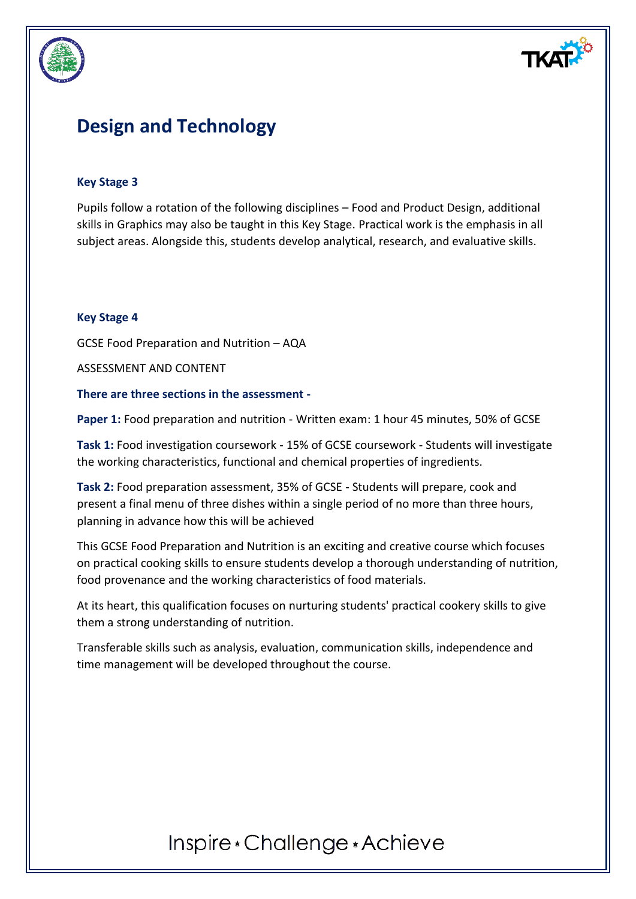# Design and Technology

### Key Stage 3

Pupils follow a rotation of the following disciplines – Food and Product Design, additional skills in Graphics may also be taught in this Key Stage. Practical work is the emphasis in all subject areas. Alongside this, students develop analytical, research, and evaluative skills.

### Key Stage 4

GCSE Food Preparation and Nutrition – AQA

ASSESSMENT AND CONTENT

**There are three sections in the assessment -**

**Paper 1:** Food preparation and nutrition - Written exam: 1 hour 45 minutes, 50% of GCSE

**Task 1:** Food investigation coursework - 15% of GCSE coursework - Students will investigate the working characteristics, functional and chemical properties of ingredients.

**Task 2:** Food preparation assessment, 35% of GCSE - Students will prepare, cook and present a final menu of three dishes within a single period of no more than three hours, planning in advance how this will be achieved

This GCSE Food Preparation and Nutrition is an exciting and creative course which focuses on practical cooking skills to ensure students develop a thorough understanding of nutrition, food provenance and the working characteristics of food materials.

At its heart, this qualification focuses on nurturing students' practical cookery skills to give them a strong understanding of nutrition.

Transferable skills such as analysis, evaluation, communication skills, independence and time management will be developed throughout the course.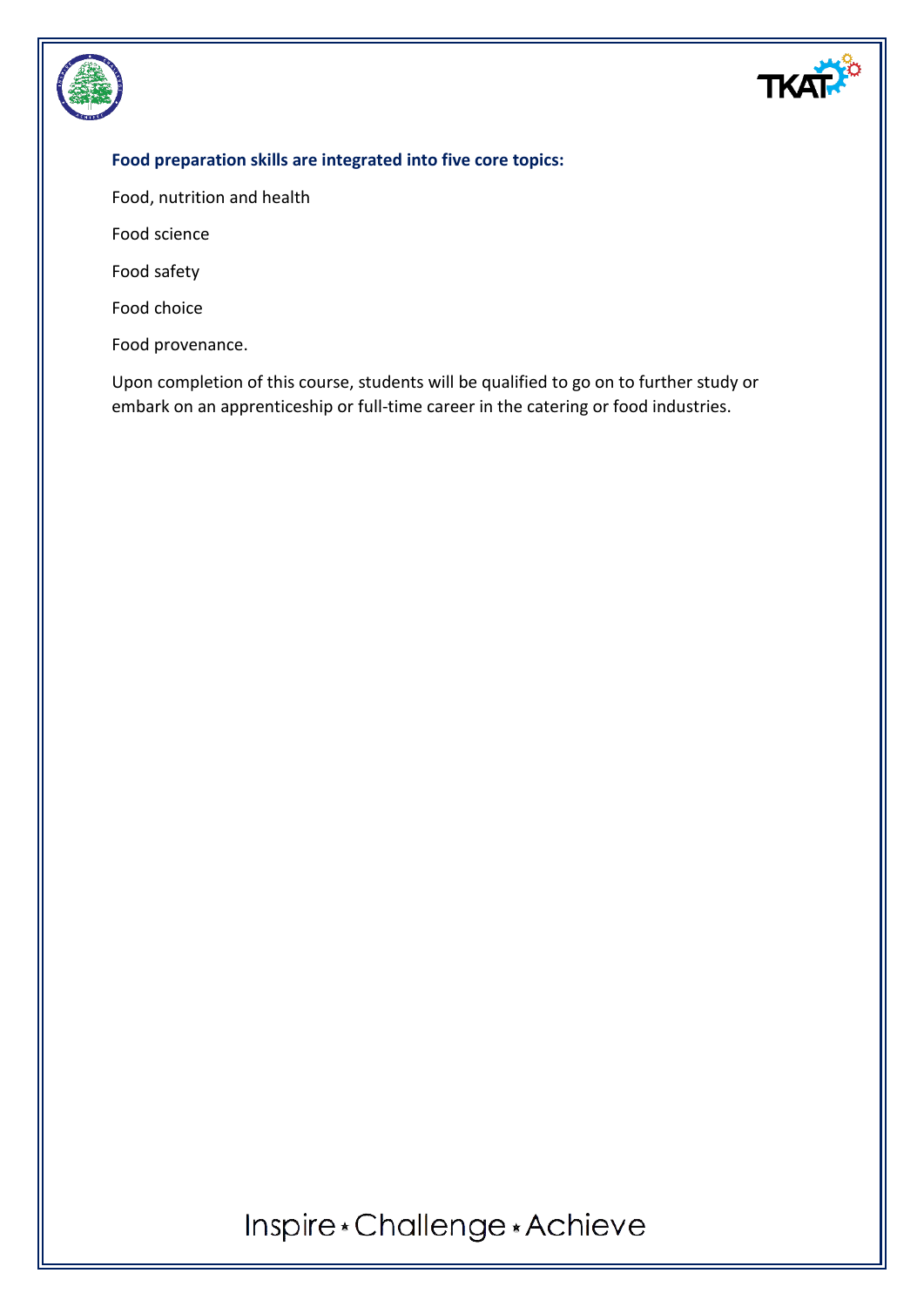**Food preparation skills are integrated into five core topics:**

Food, nutrition and health

Food science

Food safety

Food choice

Food provenance.

Upon completion of this course, students will be qualified to go on to further study or embark on an apprenticeship or full-time career in the catering or food industries.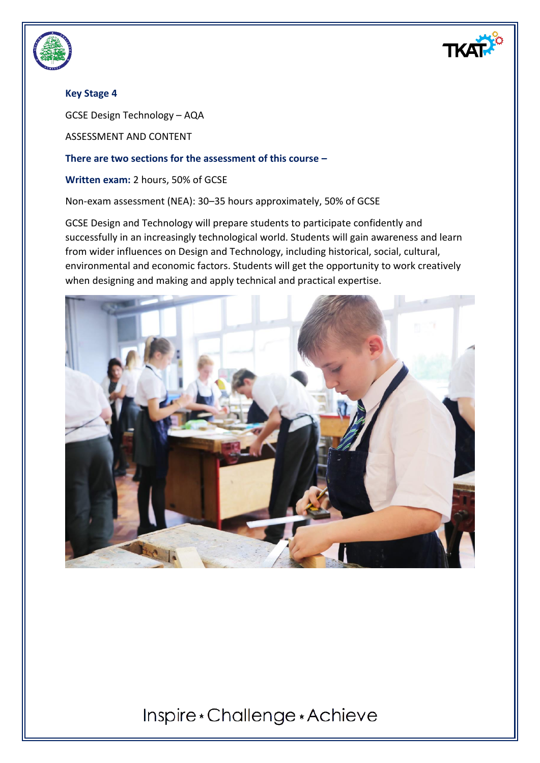**Key Stage 4**

GCSE Design Technology – AQA

ASSESSMENT AND CONTENT

**There are two sections for the assessment of this course –**

**Written exam:** 2 hours, 50% of GCSE

Non-exam assessment (NEA): 30–35 hours approximately, 50% of GCSE

GCSE Design and Technology will prepare students to participate confidently and successfully in an increasingly technological world. Students will gain awareness and learn from wider influences on Design and Technology, including historical, social, cultural, environmental and economic factors. Students will get the opportunity to work creatively when designing and making and apply technical and practical expertise.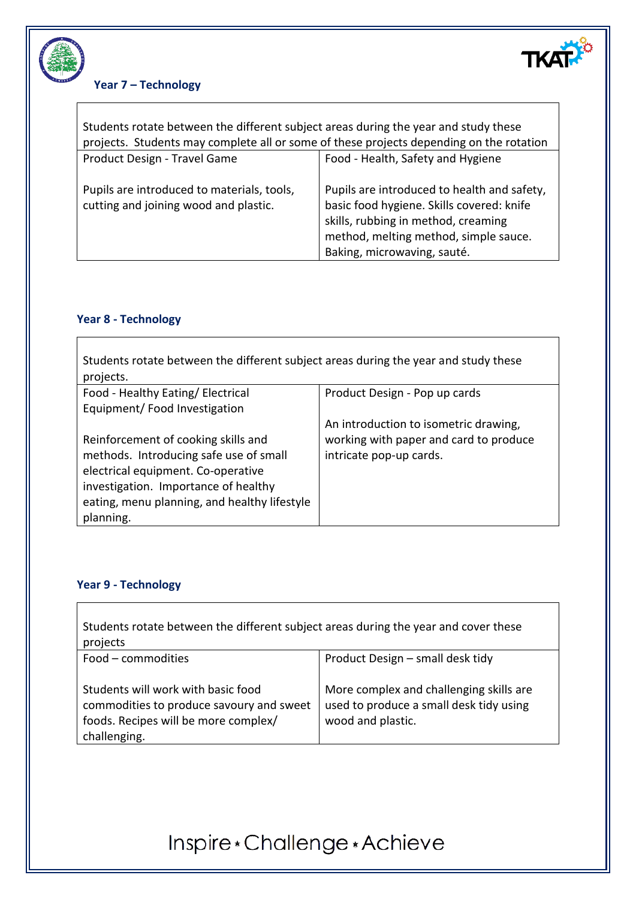## Year 7 – Technology

| | |
|---|---|
| Students rotate between the different subject areas during the year and study these projects. Students may complete all or some of these projects depending on the rotation | |
| Product Design - Travel Game<br><br>Pupils are introduced to materials, tools, cutting and joining wood and plastic. | Food - Health, Safety and Hygiene<br><br>Pupils are introduced to health and safety, basic food hygiene. Skills covered: knife skills, rubbing in method, creaming method, melting method, simple sauce. Baking, microwaving, sauté. |

## Year 8 - Technology

| | |
|---|---|
| Students rotate between the different subject areas during the year and study these projects. | |
| Food - Healthy Eating/ Electrical Equipment/ Food Investigation<br><br>Reinforcement of cooking skills and methods. Introducing safe use of small electrical equipment. Co-operative investigation. Importance of healthy eating, menu planning, and healthy lifestyle planning. | Product Design - Pop up cards<br><br>An introduction to isometric drawing, working with paper and card to produce intricate pop-up cards. |

## Year 9 - Technology

| | |
|---|---|
| Students rotate between the different subject areas during the year and cover these projects | |
| Food – commodities<br><br>Students will work with basic food commodities to produce savoury and sweet foods. Recipes will be more complex/ challenging. | Product Design – small desk tidy<br><br>More complex and challenging skills are used to produce a small desk tidy using wood and plastic. |

Inspire • Challenge • Achieve